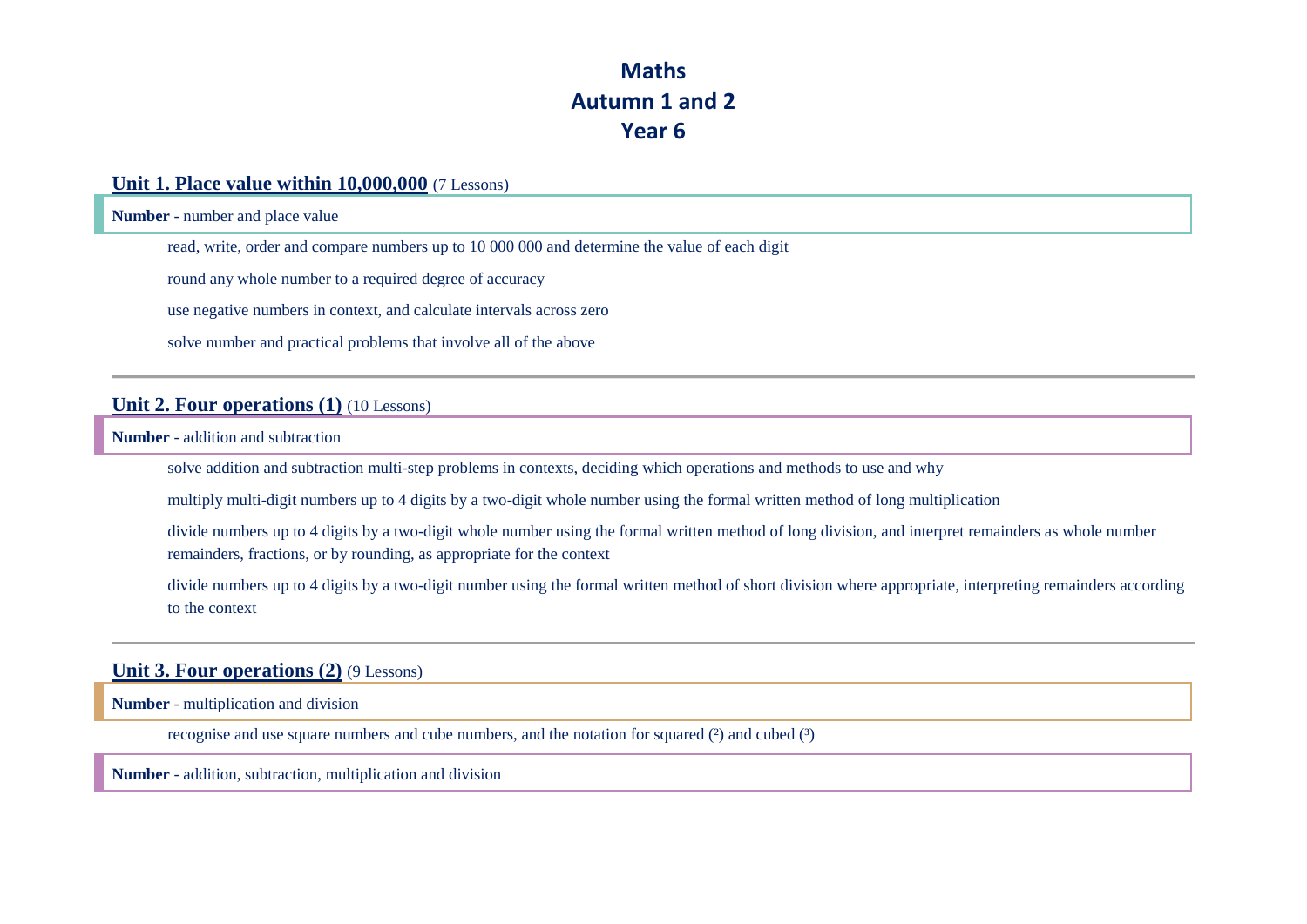# Maths
# Autumn 1 and 2
# Year 6

## Unit 1. Place value within 10,000,000 (7 Lessons)

**Number** - number and place value

- read, write, order and compare numbers up to 10 000 000 and determine the value of each digit
- round any whole number to a required degree of accuracy
- use negative numbers in context, and calculate intervals across zero
- solve number and practical problems that involve all of the above

---

## Unit 2. Four operations (1) (10 Lessons)

**Number** - addition and subtraction

- solve addition and subtraction multi-step problems in contexts, deciding which operations and methods to use and why
- multiply multi-digit numbers up to 4 digits by a two-digit whole number using the formal written method of long multiplication
- divide numbers up to 4 digits by a two-digit whole number using the formal written method of long division, and interpret remainders as whole number remainders, fractions, or by rounding, as appropriate for the context
- divide numbers up to 4 digits by a two-digit number using the formal written method of short division where appropriate, interpreting remainders according to the context

---

## Unit 3. Four operations (2) (9 Lessons)

**Number** - multiplication and division

- recognise and use square numbers and cube numbers, and the notation for squared ($^2$) and cubed ($^3$)

**Number** - addition, subtraction, multiplication and division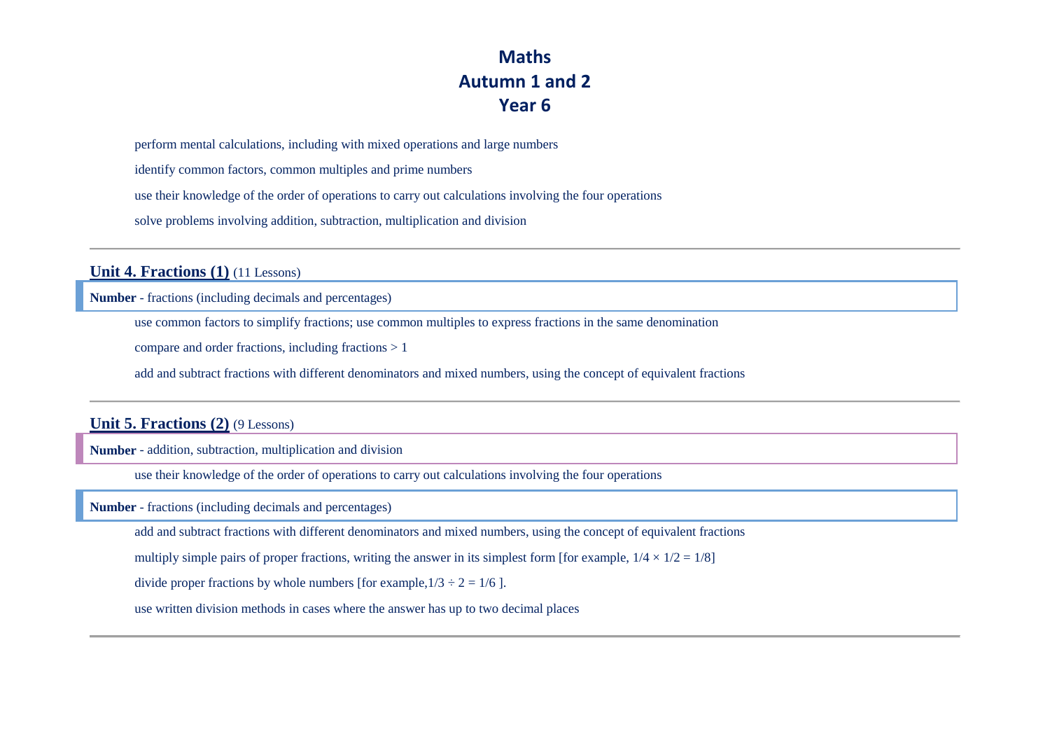# Maths
# Autumn 1 and 2
# Year 6

perform mental calculations, including with mixed operations and large numbers

identify common factors, common multiples and prime numbers

use their knowledge of the order of operations to carry out calculations involving the four operations

solve problems involving addition, subtraction, multiplication and division

---

## Unit 4. Fractions (1) (11 Lessons)

**Number** - fractions (including decimals and percentages)

use common factors to simplify fractions; use common multiples to express fractions in the same denomination

compare and order fractions, including fractions > 1

add and subtract fractions with different denominators and mixed numbers, using the concept of equivalent fractions

---

## Unit 5. Fractions (2) (9 Lessons)

**Number** - addition, subtraction, multiplication and division

use their knowledge of the order of operations to carry out calculations involving the four operations

**Number** - fractions (including decimals and percentages)

add and subtract fractions with different denominators and mixed numbers, using the concept of equivalent fractions

multiply simple pairs of proper fractions, writing the answer in its simplest form [for example, $1/4 \times 1/2 = 1/8$]

divide proper fractions by whole numbers [for example, $1/3 \div 2 = 1/6$ ].

use written division methods in cases where the answer has up to two decimal places

---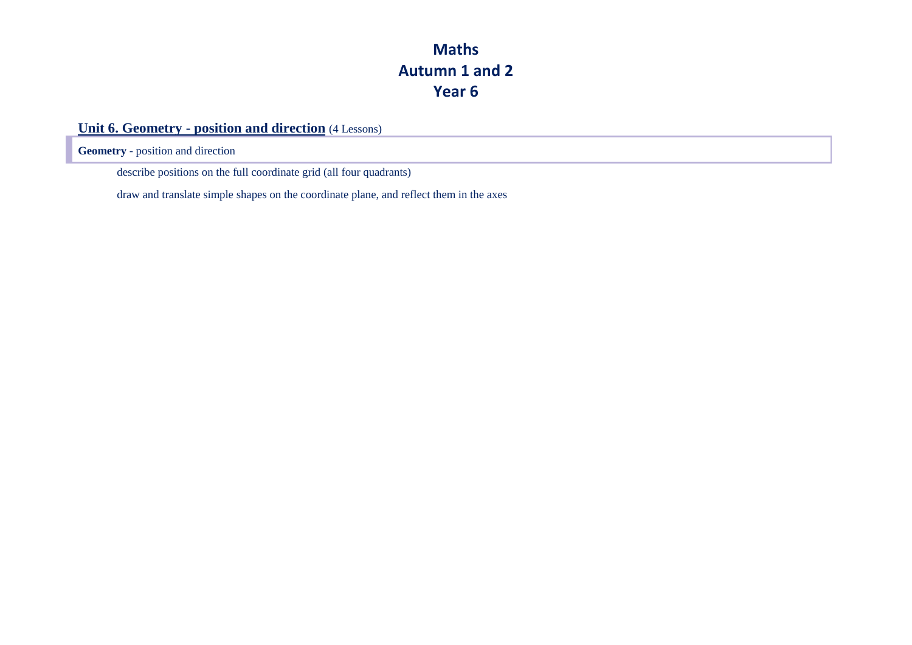# Maths
# Autumn 1 and 2
# Year 6

**Unit 6. Geometry - position and direction** (4 Lessons)

**Geometry** - position and direction

- describe positions on the full coordinate grid (all four quadrants)
- draw and translate simple shapes on the coordinate plane, and reflect them in the axes